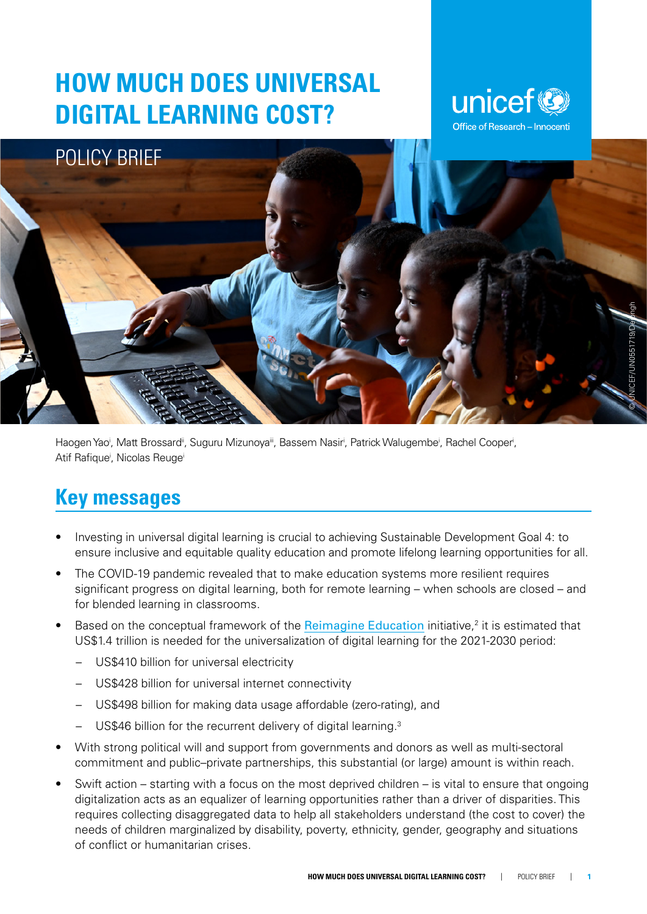# HOW MUCH DOES UNIVERSAL DIGITAL LEARNING COST?

unicef Office of Research – Innocenti

POLICY BRIEF

© UNICEF/UN0551719/Dejongh

Haogen Yao[i], Matt Brossard[ii], Suguru Mizunoya[iii], Bassem Nasir[i], Patrick Walugembe[i], Rachel Cooper[i], Atif Rafique[i], Nicolas Reuge[i]

## Key messages

- Investing in universal digital learning is crucial to achieving Sustainable Development Goal 4: to ensure inclusive and equitable quality education and promote lifelong learning opportunities for all.
- The COVID-19 pandemic revealed that to make education systems more resilient requires significant progress on digital learning, both for remote learning – when schools are closed – and for blended learning in classrooms.
- Based on the conceptual framework of the Reimagine Education initiative,[2] it is estimated that US$1.4 trillion is needed for the universalization of digital learning for the 2021-2030 period:
  - US$410 billion for universal electricity
  - US$428 billion for universal internet connectivity
  - US$498 billion for making data usage affordable (zero-rating), and
  - US$46 billion for the recurrent delivery of digital learning.[3]
- With strong political will and support from governments and donors as well as multi-sectoral commitment and public–private partnerships, this substantial (or large) amount is within reach.
- Swift action – starting with a focus on the most deprived children – is vital to ensure that ongoing digitalization acts as an equalizer of learning opportunities rather than a driver of disparities. This requires collecting disaggregated data to help all stakeholders understand (the cost to cover) the needs of children marginalized by disability, poverty, ethnicity, gender, geography and situations of conflict or humanitarian crises.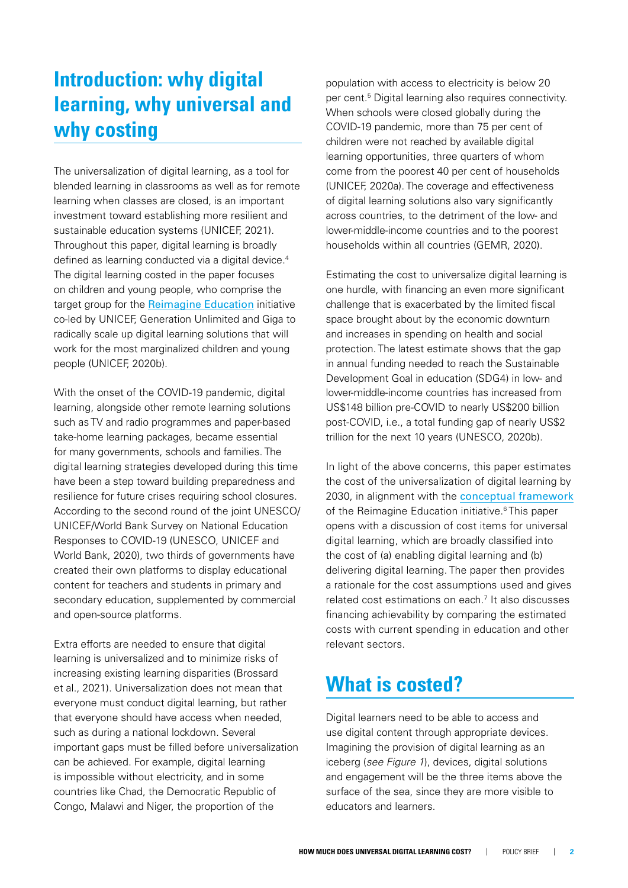## Introduction: why digital learning, why universal and why costing

The universalization of digital learning, as a tool for blended learning in classrooms as well as for remote learning when classes are closed, is an important investment toward establishing more resilient and sustainable education systems (UNICEF, 2021). Throughout this paper, digital learning is broadly defined as learning conducted via a digital device.[4] The digital learning costed in the paper focuses on children and young people, who comprise the target group for the Reimagine Education initiative co-led by UNICEF, Generation Unlimited and Giga to radically scale up digital learning solutions that will work for the most marginalized children and young people (UNICEF, 2020b).

With the onset of the COVID-19 pandemic, digital learning, alongside other remote learning solutions such as TV and radio programmes and paper-based take-home learning packages, became essential for many governments, schools and families. The digital learning strategies developed during this time have been a step toward building preparedness and resilience for future crises requiring school closures. According to the second round of the joint UNESCO/UNICEF/World Bank Survey on National Education Responses to COVID-19 (UNESCO, UNICEF and World Bank, 2020), two thirds of governments have created their own platforms to display educational content for teachers and students in primary and secondary education, supplemented by commercial and open-source platforms.

Extra efforts are needed to ensure that digital learning is universalized and to minimize risks of increasing existing learning disparities (Brossard et al., 2021). Universalization does not mean that everyone must conduct digital learning, but rather that everyone should have access when needed, such as during a national lockdown. Several important gaps must be filled before universalization can be achieved. For example, digital learning is impossible without electricity, and in some countries like Chad, the Democratic Republic of Congo, Malawi and Niger, the proportion of the population with access to electricity is below 20 per cent.[5] Digital learning also requires connectivity. When schools were closed globally during the COVID-19 pandemic, more than 75 per cent of children were not reached by available digital learning opportunities, three quarters of whom come from the poorest 40 per cent of households (UNICEF, 2020a). The coverage and effectiveness of digital learning solutions also vary significantly across countries, to the detriment of the low- and lower-middle-income countries and to the poorest households within all countries (GEMR, 2020).

Estimating the cost to universalize digital learning is one hurdle, with financing an even more significant challenge that is exacerbated by the limited fiscal space brought about by the economic downturn and increases in spending on health and social protection. The latest estimate shows that the gap in annual funding needed to reach the Sustainable Development Goal in education (SDG4) in low- and lower-middle-income countries has increased from US$148 billion pre-COVID to nearly US$200 billion post-COVID, i.e., a total funding gap of nearly US$2 trillion for the next 10 years (UNESCO, 2020b).

In light of the above concerns, this paper estimates the cost of the universalization of digital learning by 2030, in alignment with the conceptual framework of the Reimagine Education initiative.[6] This paper opens with a discussion of cost items for universal digital learning, which are broadly classified into the cost of (a) enabling digital learning and (b) delivering digital learning. The paper then provides a rationale for the cost assumptions used and gives related cost estimations on each.[7] It also discusses financing achievability by comparing the estimated costs with current spending in education and other relevant sectors.

## What is costed?

Digital learners need to be able to access and use digital content through appropriate devices. Imagining the provision of digital learning as an iceberg (*see Figure 1*), devices, digital solutions and engagement will be the three items above the surface of the sea, since they are more visible to educators and learners.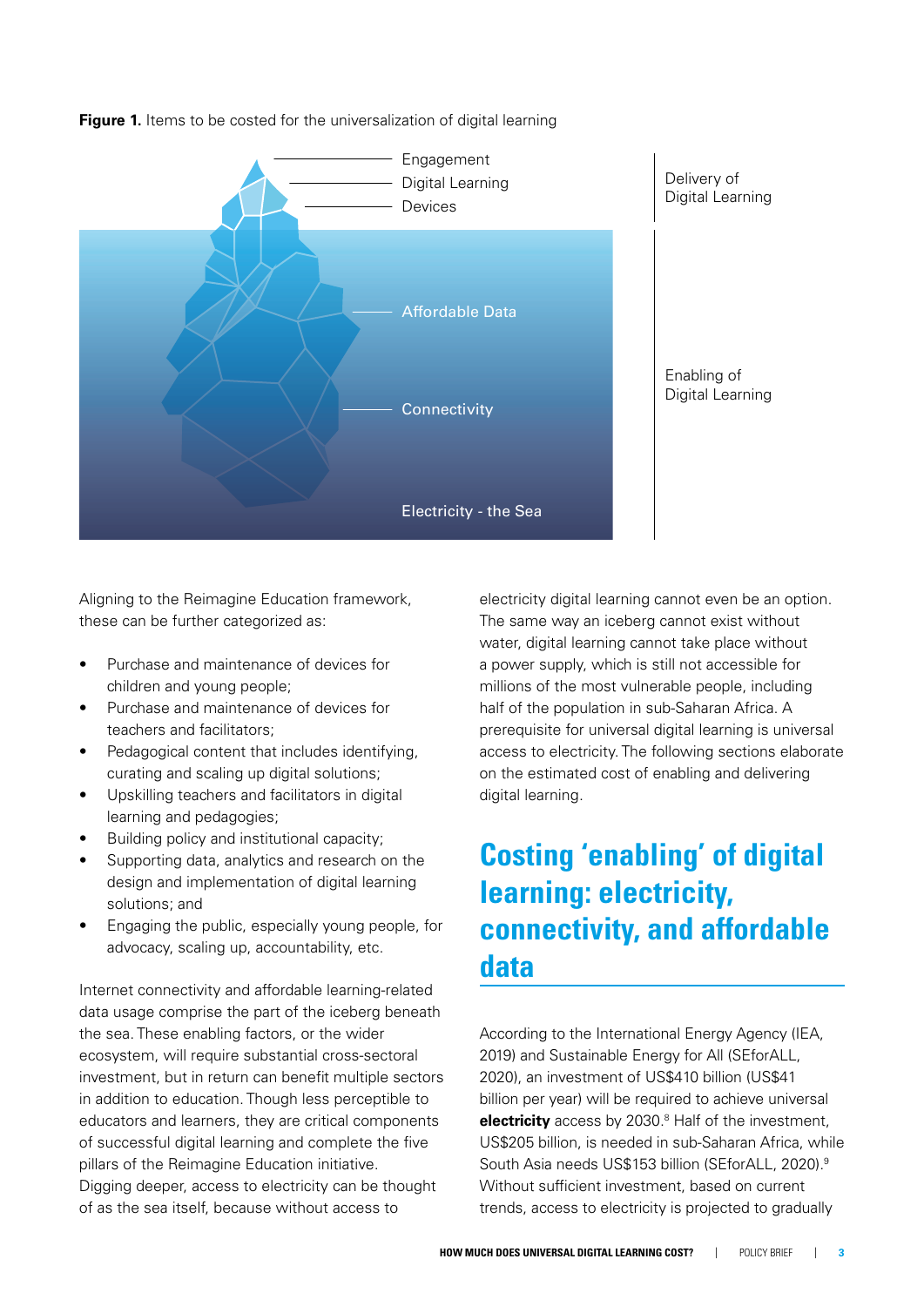**Figure 1.** Items to be costed for the universalization of digital learning

Engagement
Digital Learning
Devices

Affordable Data

Connectivity

Electricity - the Sea

Delivery of Digital Learning

Enabling of Digital Learning

Aligning to the Reimagine Education framework, these can be further categorized as:

- Purchase and maintenance of devices for children and young people;
- Purchase and maintenance of devices for teachers and facilitators;
- Pedagogical content that includes identifying, curating and scaling up digital solutions;
- Upskilling teachers and facilitators in digital learning and pedagogies;
- Building policy and institutional capacity;
- Supporting data, analytics and research on the design and implementation of digital learning solutions; and
- Engaging the public, especially young people, for advocacy, scaling up, accountability, etc.

Internet connectivity and affordable learning-related data usage comprise the part of the iceberg beneath the sea. These enabling factors, or the wider ecosystem, will require substantial cross-sectoral investment, but in return can benefit multiple sectors in addition to education. Though less perceptible to educators and learners, they are critical components of successful digital learning and complete the five pillars of the Reimagine Education initiative. Digging deeper, access to electricity can be thought of as the sea itself, because without access to electricity digital learning cannot even be an option. The same way an iceberg cannot exist without water, digital learning cannot take place without a power supply, which is still not accessible for millions of the most vulnerable people, including half of the population in sub-Saharan Africa. A prerequisite for universal digital learning is universal access to electricity. The following sections elaborate on the estimated cost of enabling and delivering digital learning.

## Costing 'enabling' of digital learning: electricity, connectivity, and affordable data

According to the International Energy Agency (IEA, 2019) and Sustainable Energy for All (SEforALL, 2020), an investment of US$410 billion (US$41 billion per year) will be required to achieve universal **electricity** access by 2030.[8] Half of the investment, US$205 billion, is needed in sub-Saharan Africa, while South Asia needs US$153 billion (SEforALL, 2020).[9] Without sufficient investment, based on current trends, access to electricity is projected to gradually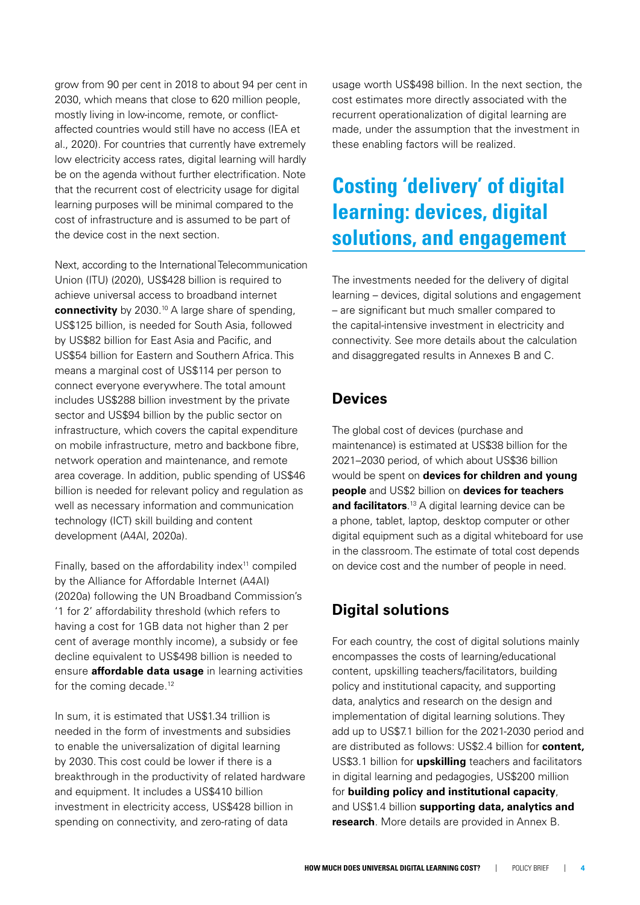grow from 90 per cent in 2018 to about 94 per cent in 2030, which means that close to 620 million people, mostly living in low-income, remote, or conflict-affected countries would still have no access (IEA et al., 2020). For countries that currently have extremely low electricity access rates, digital learning will hardly be on the agenda without further electrification. Note that the recurrent cost of electricity usage for digital learning purposes will be minimal compared to the cost of infrastructure and is assumed to be part of the device cost in the next section.

Next, according to the International Telecommunication Union (ITU) (2020), US$428 billion is required to achieve universal access to broadband internet **connectivity** by 2030.[10] A large share of spending, US$125 billion, is needed for South Asia, followed by US$82 billion for East Asia and Pacific, and US$54 billion for Eastern and Southern Africa. This means a marginal cost of US$114 per person to connect everyone everywhere. The total amount includes US$288 billion investment by the private sector and US$94 billion by the public sector on infrastructure, which covers the capital expenditure on mobile infrastructure, metro and backbone fibre, network operation and maintenance, and remote area coverage. In addition, public spending of US$46 billion is needed for relevant policy and regulation as well as necessary information and communication technology (ICT) skill building and content development (A4AI, 2020a).

Finally, based on the affordability index[11] compiled by the Alliance for Affordable Internet (A4AI) (2020a) following the UN Broadband Commission's '1 for 2' affordability threshold (which refers to having a cost for 1GB data not higher than 2 per cent of average monthly income), a subsidy or fee decline equivalent to US$498 billion is needed to ensure **affordable data usage** in learning activities for the coming decade.[12]

In sum, it is estimated that US$1.34 trillion is needed in the form of investments and subsidies to enable the universalization of digital learning by 2030. This cost could be lower if there is a breakthrough in the productivity of related hardware and equipment. It includes a US$410 billion investment in electricity access, US$428 billion in spending on connectivity, and zero-rating of data usage worth US$498 billion. In the next section, the cost estimates more directly associated with the recurrent operationalization of digital learning are made, under the assumption that the investment in these enabling factors will be realized.

## Costing 'delivery' of digital learning: devices, digital solutions, and engagement

The investments needed for the delivery of digital learning – devices, digital solutions and engagement – are significant but much smaller compared to the capital-intensive investment in electricity and connectivity. See more details about the calculation and disaggregated results in Annexes B and C.

### Devices

The global cost of devices (purchase and maintenance) is estimated at US$38 billion for the 2021–2030 period, of which about US$36 billion would be spent on **devices for children and young people** and US$2 billion on **devices for teachers and facilitators**.[13] A digital learning device can be a phone, tablet, laptop, desktop computer or other digital equipment such as a digital whiteboard for use in the classroom. The estimate of total cost depends on device cost and the number of people in need.

### Digital solutions

For each country, the cost of digital solutions mainly encompasses the costs of learning/educational content, upskilling teachers/facilitators, building policy and institutional capacity, and supporting data, analytics and research on the design and implementation of digital learning solutions. They add up to US$7.1 billion for the 2021-2030 period and are distributed as follows: US$2.4 billion for **content,** US$3.1 billion for **upskilling** teachers and facilitators in digital learning and pedagogies, US$200 million for **building policy and institutional capacity**, and US$1.4 billion **supporting data, analytics and research**. More details are provided in Annex B.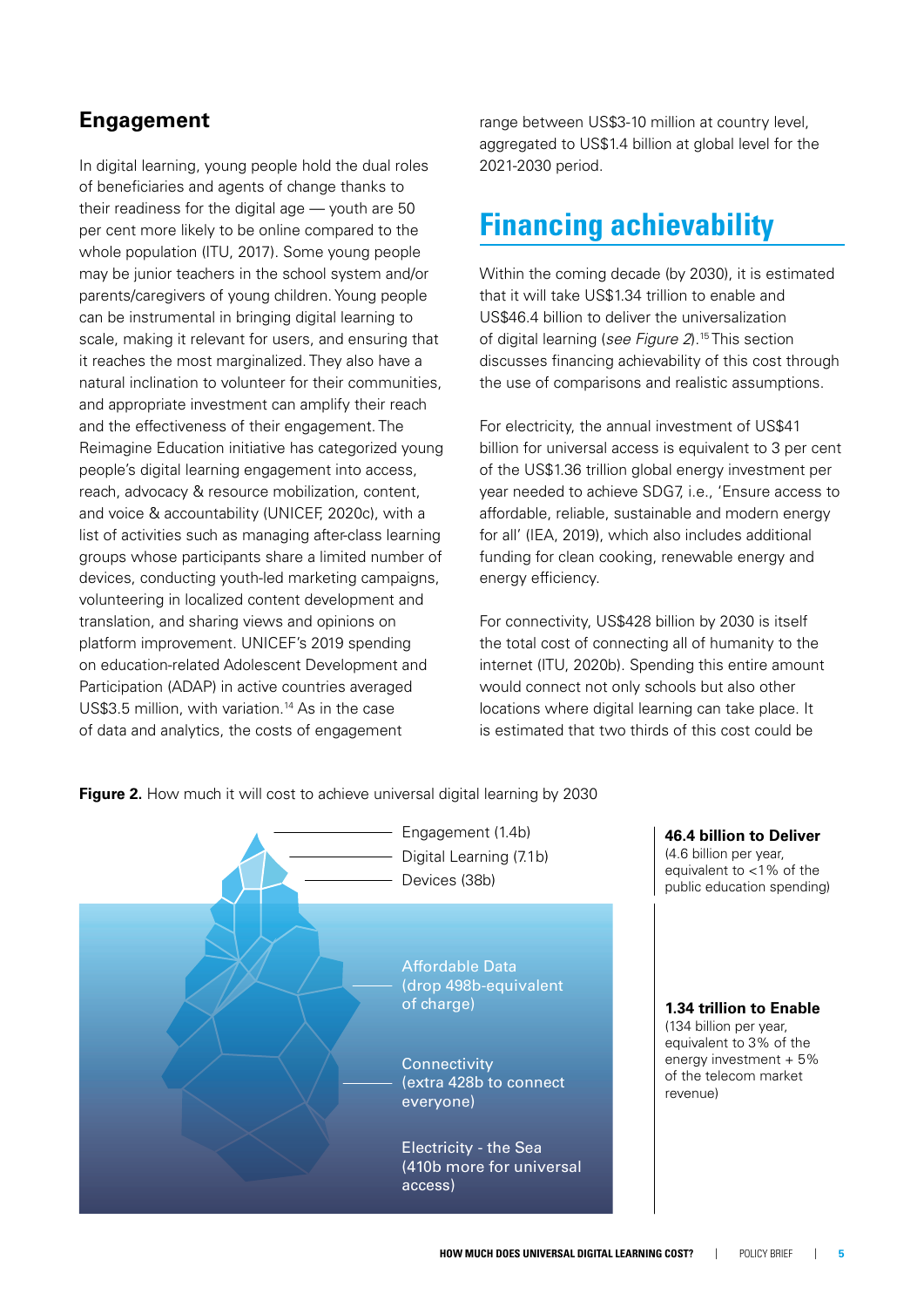## Engagement

In digital learning, young people hold the dual roles of beneficiaries and agents of change thanks to their readiness for the digital age — youth are 50 per cent more likely to be online compared to the whole population (ITU, 2017). Some young people may be junior teachers in the school system and/or parents/caregivers of young children. Young people can be instrumental in bringing digital learning to scale, making it relevant for users, and ensuring that it reaches the most marginalized. They also have a natural inclination to volunteer for their communities, and appropriate investment can amplify their reach and the effectiveness of their engagement. The Reimagine Education initiative has categorized young people's digital learning engagement into access, reach, advocacy & resource mobilization, content, and voice & accountability (UNICEF, 2020c), with a list of activities such as managing after-class learning groups whose participants share a limited number of devices, conducting youth-led marketing campaigns, volunteering in localized content development and translation, and sharing views and opinions on platform improvement. UNICEF's 2019 spending on education-related Adolescent Development and Participation (ADAP) in active countries averaged US$3.5 million, with variation.[14] As in the case of data and analytics, the costs of engagement range between US$3-10 million at country level, aggregated to US$1.4 billion at global level for the 2021-2030 period.

# Financing achievability

Within the coming decade (by 2030), it is estimated that it will take US$1.34 trillion to enable and US$46.4 billion to deliver the universalization of digital learning (*see Figure 2*).[15] This section discusses financing achievability of this cost through the use of comparisons and realistic assumptions.

For electricity, the annual investment of US$41 billion for universal access is equivalent to 3 per cent of the US$1.36 trillion global energy investment per year needed to achieve SDG7, i.e., 'Ensure access to affordable, reliable, sustainable and modern energy for all' (IEA, 2019), which also includes additional funding for clean cooking, renewable energy and energy efficiency.

For connectivity, US$428 billion by 2030 is itself the total cost of connecting all of humanity to the internet (ITU, 2020b). Spending this entire amount would connect not only schools but also other locations where digital learning can take place. It is estimated that two thirds of this cost could be

**Figure 2.** How much it will cost to achieve universal digital learning by 2030

- Engagement (1.4b)
- Digital Learning (7.1b)
- Devices (38b)
- Affordable Data (drop 498b-equivalent of charge)
- Connectivity (extra 428b to connect everyone)
- Electricity - the Sea (410b more for universal access)

**46.4 billion to Deliver** (4.6 billion per year, equivalent to <1% of the public education spending)

**1.34 trillion to Enable** (134 billion per year, equivalent to 3% of the energy investment + 5% of the telecom market revenue)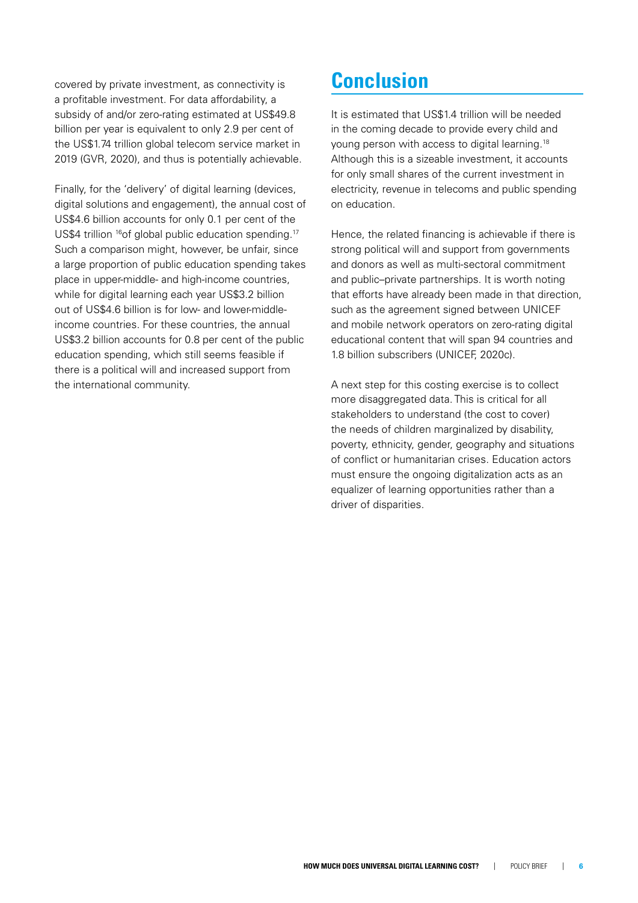covered by private investment, as connectivity is a profitable investment. For data affordability, a subsidy of and/or zero-rating estimated at US$49.8 billion per year is equivalent to only 2.9 per cent of the US$1.74 trillion global telecom service market in 2019 (GVR, 2020), and thus is potentially achievable.

Finally, for the 'delivery' of digital learning (devices, digital solutions and engagement), the annual cost of US$4.6 billion accounts for only 0.1 per cent of the US$4 trillion [16]of global public education spending.[17] Such a comparison might, however, be unfair, since a large proportion of public education spending takes place in upper-middle- and high-income countries, while for digital learning each year US$3.2 billion out of US$4.6 billion is for low- and lower-middle-income countries. For these countries, the annual US$3.2 billion accounts for 0.8 per cent of the public education spending, which still seems feasible if there is a political will and increased support from the international community.

## Conclusion

It is estimated that US$1.4 trillion will be needed in the coming decade to provide every child and young person with access to digital learning.[18] Although this is a sizeable investment, it accounts for only small shares of the current investment in electricity, revenue in telecoms and public spending on education.

Hence, the related financing is achievable if there is strong political will and support from governments and donors as well as multi-sectoral commitment and public–private partnerships. It is worth noting that efforts have already been made in that direction, such as the agreement signed between UNICEF and mobile network operators on zero-rating digital educational content that will span 94 countries and 1.8 billion subscribers (UNICEF, 2020c).

A next step for this costing exercise is to collect more disaggregated data. This is critical for all stakeholders to understand (the cost to cover) the needs of children marginalized by disability, poverty, ethnicity, gender, geography and situations of conflict or humanitarian crises. Education actors must ensure the ongoing digitalization acts as an equalizer of learning opportunities rather than a driver of disparities.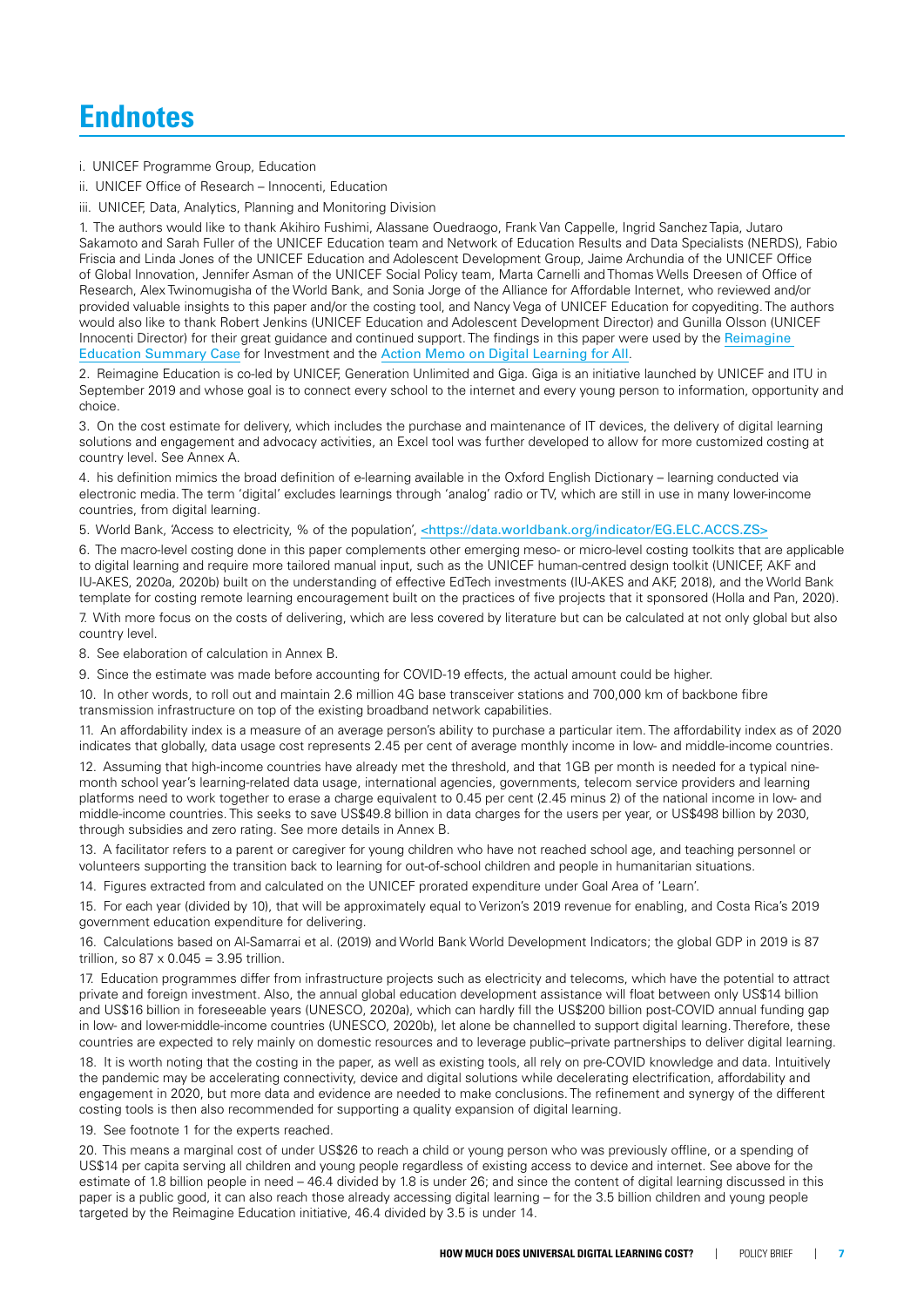# Endnotes

i. UNICEF Programme Group, Education

ii. UNICEF Office of Research – Innocenti, Education

iii. UNICEF, Data, Analytics, Planning and Monitoring Division

1. The authors would like to thank Akihiro Fushimi, Alassane Ouedraogo, Frank Van Cappelle, Ingrid Sanchez Tapia, Jutaro Sakamoto and Sarah Fuller of the UNICEF Education team and Network of Education Results and Data Specialists (NERDS), Fabio Friscia and Linda Jones of the UNICEF Education and Adolescent Development Group, Jaime Archundia of the UNICEF Office of Global Innovation, Jennifer Asman of the UNICEF Social Policy team, Marta Carnelli and Thomas Wells Dreesen of Office of Research, Alex Twinomugisha of the World Bank, and Sonia Jorge of the Alliance for Affordable Internet, who reviewed and/or provided valuable insights to this paper and/or the costing tool, and Nancy Vega of UNICEF Education for copyediting. The authors would also like to thank Robert Jenkins (UNICEF Education and Adolescent Development Director) and Gunilla Olsson (UNICEF Innocenti Director) for their great guidance and continued support. The findings in this paper were used by the Reimagine Education Summary Case for Investment and the Action Memo on Digital Learning for All.

2. Reimagine Education is co-led by UNICEF, Generation Unlimited and Giga. Giga is an initiative launched by UNICEF and ITU in September 2019 and whose goal is to connect every school to the internet and every young person to information, opportunity and choice.

3. On the cost estimate for delivery, which includes the purchase and maintenance of IT devices, the delivery of digital learning solutions and engagement and advocacy activities, an Excel tool was further developed to allow for more customized costing at country level. See Annex A.

4. his definition mimics the broad definition of e-learning available in the Oxford English Dictionary – learning conducted via electronic media. The term 'digital' excludes learnings through 'analog' radio or TV, which are still in use in many lower-income countries, from digital learning.

5. World Bank, 'Access to electricity, % of the population', <https://data.worldbank.org/indicator/EG.ELC.ACCS.ZS>

6. The macro-level costing done in this paper complements other emerging meso- or micro-level costing toolkits that are applicable to digital learning and require more tailored manual input, such as the UNICEF human-centred design toolkit (UNICEF, AKF and IU-AKES, 2020a, 2020b) built on the understanding of effective EdTech investments (IU-AKES and AKF, 2018), and the World Bank template for costing remote learning encouragement built on the practices of five projects that it sponsored (Holla and Pan, 2020).

7. With more focus on the costs of delivering, which are less covered by literature but can be calculated at not only global but also country level.

8. See elaboration of calculation in Annex B.

9. Since the estimate was made before accounting for COVID-19 effects, the actual amount could be higher.

10. In other words, to roll out and maintain 2.6 million 4G base transceiver stations and 700,000 km of backbone fibre transmission infrastructure on top of the existing broadband network capabilities.

11. An affordability index is a measure of an average person's ability to purchase a particular item. The affordability index as of 2020 indicates that globally, data usage cost represents 2.45 per cent of average monthly income in low- and middle-income countries.

12. Assuming that high-income countries have already met the threshold, and that 1GB per month is needed for a typical nine-month school year's learning-related data usage, international agencies, governments, telecom service providers and learning platforms need to work together to erase a charge equivalent to 0.45 per cent (2.45 minus 2) of the national income in low- and middle-income countries. This seeks to save US$49.8 billion in data charges for the users per year, or US$498 billion by 2030, through subsidies and zero rating. See more details in Annex B.

13. A facilitator refers to a parent or caregiver for young children who have not reached school age, and teaching personnel or volunteers supporting the transition back to learning for out-of-school children and people in humanitarian situations.

14. Figures extracted from and calculated on the UNICEF prorated expenditure under Goal Area of 'Learn'.

15. For each year (divided by 10), that will be approximately equal to Verizon's 2019 revenue for enabling, and Costa Rica's 2019 government education expenditure for delivering.

16. Calculations based on Al-Samarrai et al. (2019) and World Bank World Development Indicators; the global GDP in 2019 is 87 trillion, so 87 x 0.045 = 3.95 trillion.

17. Education programmes differ from infrastructure projects such as electricity and telecoms, which have the potential to attract private and foreign investment. Also, the annual global education development assistance will float between only US$14 billion and US$16 billion in foreseeable years (UNESCO, 2020a), which can hardly fill the US$200 billion post-COVID annual funding gap in low- and lower-middle-income countries (UNESCO, 2020b), let alone be channelled to support digital learning. Therefore, these countries are expected to rely mainly on domestic resources and to leverage public–private partnerships to deliver digital learning.

18. It is worth noting that the costing in the paper, as well as existing tools, all rely on pre-COVID knowledge and data. Intuitively the pandemic may be accelerating connectivity, device and digital solutions while decelerating electrification, affordability and engagement in 2020, but more data and evidence are needed to make conclusions. The refinement and synergy of the different costing tools is then also recommended for supporting a quality expansion of digital learning.

19. See footnote 1 for the experts reached.

20. This means a marginal cost of under US$26 to reach a child or young person who was previously offline, or a spending of US$14 per capita serving all children and young people regardless of existing access to device and internet. See above for the estimate of 1.8 billion people in need – 46.4 divided by 1.8 is under 26; and since the content of digital learning discussed in this paper is a public good, it can also reach those already accessing digital learning – for the 3.5 billion children and young people targeted by the Reimagine Education initiative, 46.4 divided by 3.5 is under 14.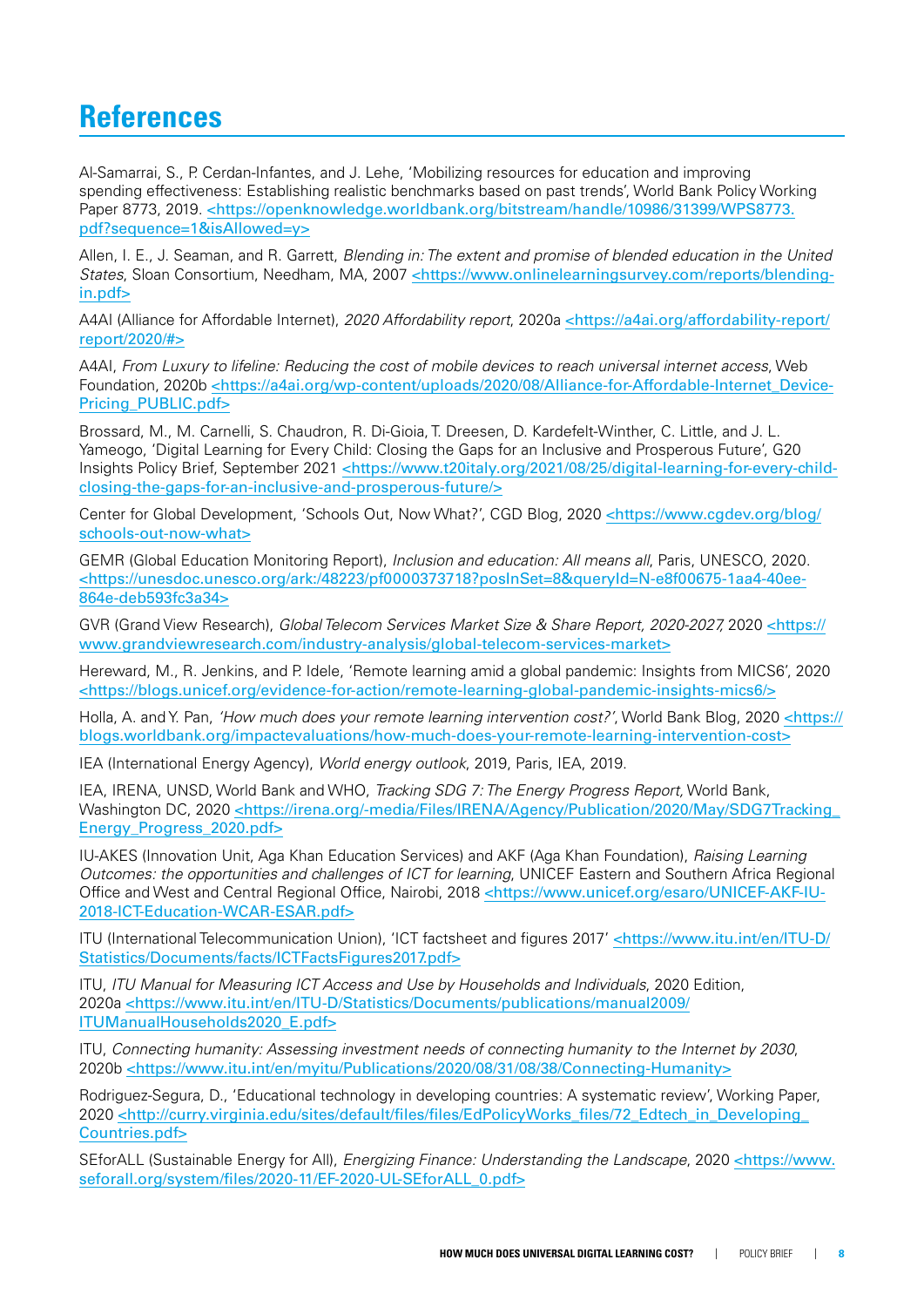# References

Al-Samarrai, S., P. Cerdan-Infantes, and J. Lehe, 'Mobilizing resources for education and improving spending effectiveness: Establishing realistic benchmarks based on past trends', World Bank Policy Working Paper 8773, 2019. <https://openknowledge.worldbank.org/bitstream/handle/10986/31399/WPS8773.pdf?sequence=1&isAllowed=y>

Allen, I. E., J. Seaman, and R. Garrett, *Blending in: The extent and promise of blended education in the United States*, Sloan Consortium, Needham, MA, 2007 <https://www.onlinelearningsurvey.com/reports/blending-in.pdf>

A4AI (Alliance for Affordable Internet), *2020 Affordability report*, 2020a <https://a4ai.org/affordability-report/report/2020/#>

A4AI, *From Luxury to lifeline: Reducing the cost of mobile devices to reach universal internet access*, Web Foundation, 2020b <https://a4ai.org/wp-content/uploads/2020/08/Alliance-for-Affordable-Internet_Device-Pricing_PUBLIC.pdf>

Brossard, M., M. Carnelli, S. Chaudron, R. Di-Gioia, T. Dreesen, D. Kardefelt-Winther, C. Little, and J. L. Yameogo, 'Digital Learning for Every Child: Closing the Gaps for an Inclusive and Prosperous Future', G20 Insights Policy Brief, September 2021 <https://www.t20italy.org/2021/08/25/digital-learning-for-every-child-closing-the-gaps-for-an-inclusive-and-prosperous-future/>

Center for Global Development, 'Schools Out, Now What?', CGD Blog, 2020 <https://www.cgdev.org/blog/schools-out-now-what>

GEMR (Global Education Monitoring Report), *Inclusion and education: All means all*, Paris, UNESCO, 2020. <https://unesdoc.unesco.org/ark:/48223/pf0000373718?posInSet=8&queryId=N-e8f00675-1aa4-40ee-864e-deb593fc3a34>

GVR (Grand View Research), *Global Telecom Services Market Size & Share Report, 2020-2027,* 2020 <https://www.grandviewresearch.com/industry-analysis/global-telecom-services-market>

Hereward, M., R. Jenkins, and P. Idele, 'Remote learning amid a global pandemic: Insights from MICS6', 2020 <https://blogs.unicef.org/evidence-for-action/remote-learning-global-pandemic-insights-mics6/>

Holla, A. and Y. Pan, *'How much does your remote learning intervention cost?'*, World Bank Blog, 2020 <https://blogs.worldbank.org/impactevaluations/how-much-does-your-remote-learning-intervention-cost>

IEA (International Energy Agency), *World energy outlook*, 2019, Paris, IEA, 2019.

IEA, IRENA, UNSD, World Bank and WHO, *Tracking SDG 7: The Energy Progress Report,* World Bank, Washington DC, 2020 <https://irena.org/-media/Files/IRENA/Agency/Publication/2020/May/SDG7Tracking_Energy_Progress_2020.pdf>

IU-AKES (Innovation Unit, Aga Khan Education Services) and AKF (Aga Khan Foundation), *Raising Learning Outcomes: the opportunities and challenges of ICT for learning*, UNICEF Eastern and Southern Africa Regional Office and West and Central Regional Office, Nairobi, 2018 <https://www.unicef.org/esaro/UNICEF-AKF-IU-2018-ICT-Education-WCAR-ESAR.pdf>

ITU (International Telecommunication Union), 'ICT factsheet and figures 2017' <https://www.itu.int/en/ITU-D/Statistics/Documents/facts/ICTFactsFigures2017.pdf>

ITU, *ITU Manual for Measuring ICT Access and Use by Households and Individuals*, 2020 Edition, 2020a <https://www.itu.int/en/ITU-D/Statistics/Documents/publications/manual2009/ITUManualHouseholds2020_E.pdf>

ITU, *Connecting humanity: Assessing investment needs of connecting humanity to the Internet by 2030*, 2020b <https://www.itu.int/en/myitu/Publications/2020/08/31/08/38/Connecting-Humanity>

Rodriguez-Segura, D., 'Educational technology in developing countries: A systematic review', Working Paper, 2020 <http://curry.virginia.edu/sites/default/files/files/EdPolicyWorks_files/72_Edtech_in_Developing_Countries.pdf>

SEforALL (Sustainable Energy for All), *Energizing Finance: Understanding the Landscape*, 2020 <https://www.seforall.org/system/files/2020-11/EF-2020-UL-SEforALL_0.pdf>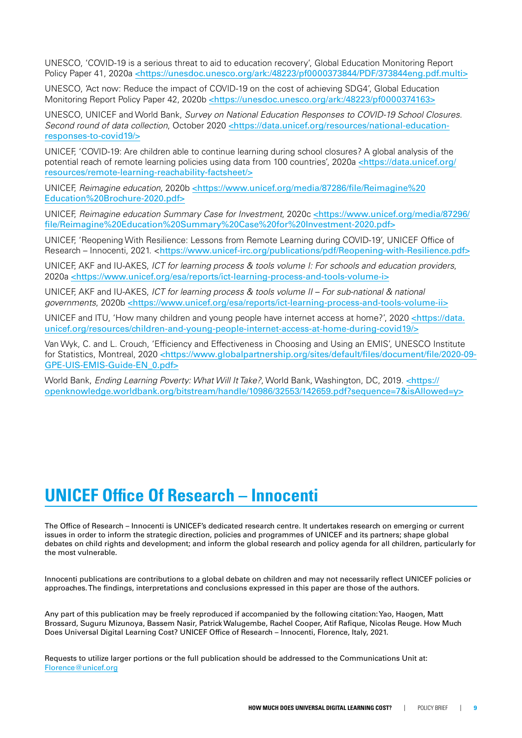UNESCO, 'COVID-19 is a serious threat to aid to education recovery', Global Education Monitoring Report Policy Paper 41, 2020a <https://unesdoc.unesco.org/ark:/48223/pf0000373844/PDF/373844eng.pdf.multi>

UNESCO, 'Act now: Reduce the impact of COVID-19 on the cost of achieving SDG4', Global Education Monitoring Report Policy Paper 42, 2020b <https://unesdoc.unesco.org/ark:/48223/pf0000374163>

UNESCO, UNICEF and World Bank, *Survey on National Education Responses to COVID-19 School Closures. Second round of data collection*, October 2020 <https://data.unicef.org/resources/national-education-responses-to-covid19/>

UNICEF, 'COVID-19: Are children able to continue learning during school closures? A global analysis of the potential reach of remote learning policies using data from 100 countries', 2020a <https://data.unicef.org/resources/remote-learning-reachability-factsheet/>

UNICEF, *Reimagine education*, 2020b <https://www.unicef.org/media/87286/file/Reimagine%20Education%20Brochure-2020.pdf>

UNICEF, *Reimagine education Summary Case for Investment*, 2020c <https://www.unicef.org/media/87296/file/Reimagine%20Education%20Summary%20Case%20for%20Investment-2020.pdf>

UNICEF, 'Reopening With Resilience: Lessons from Remote Learning during COVID-19', UNICEF Office of Research – Innocenti, 2021. <https://www.unicef-irc.org/publications/pdf/Reopening-with-Resilience.pdf>

UNICEF, AKF and IU-AKES, *ICT for learning process & tools volume I: For schools and education providers*, 2020a <https://www.unicef.org/esa/reports/ict-learning-process-and-tools-volume-i>

UNICEF, AKF and IU-AKES, *ICT for learning process & tools volume II – For sub-national & national governments*, 2020b <https://www.unicef.org/esa/reports/ict-learning-process-and-tools-volume-ii>

UNICEF and ITU, 'How many children and young people have internet access at home?', 2020 <https://data.unicef.org/resources/children-and-young-people-internet-access-at-home-during-covid19/>

Van Wyk, C. and L. Crouch, 'Efficiency and Effectiveness in Choosing and Using an EMIS', UNESCO Institute for Statistics, Montreal, 2020 <https://www.globalpartnership.org/sites/default/files/document/file/2020-09-GPE-UIS-EMIS-Guide-EN_0.pdf>

World Bank, *Ending Learning Poverty: What Will It Take?*, World Bank, Washington, DC, 2019. <https://openknowledge.worldbank.org/bitstream/handle/10986/32553/142659.pdf?sequence=7&isAllowed=y>

# UNICEF Office Of Research – Innocenti

The Office of Research – Innocenti is UNICEF's dedicated research centre. It undertakes research on emerging or current issues in order to inform the strategic direction, policies and programmes of UNICEF and its partners; shape global debates on child rights and development; and inform the global research and policy agenda for all children, particularly for the most vulnerable.

Innocenti publications are contributions to a global debate on children and may not necessarily reflect UNICEF policies or approaches. The findings, interpretations and conclusions expressed in this paper are those of the authors.

Any part of this publication may be freely reproduced if accompanied by the following citation: Yao, Haogen, Matt Brossard, Suguru Mizunoya, Bassem Nasir, Patrick Walugembe, Rachel Cooper, Atif Rafique, Nicolas Reuge. How Much Does Universal Digital Learning Cost? UNICEF Office of Research – Innocenti, Florence, Italy, 2021.

Requests to utilize larger portions or the full publication should be addressed to the Communications Unit at: Florence@unicef.org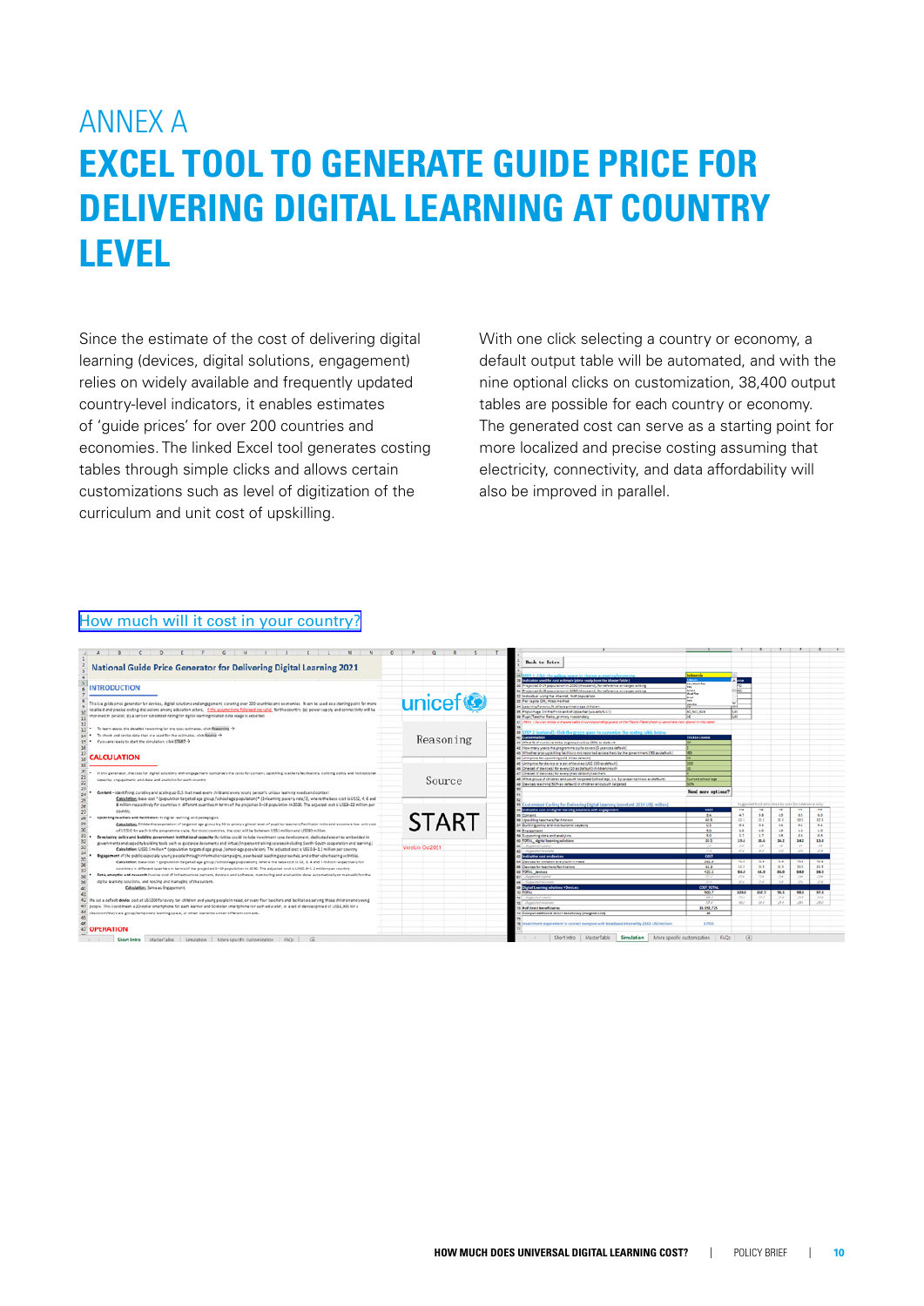# ANNEX A

# EXCEL TOOL TO GENERATE GUIDE PRICE FOR DELIVERING DIGITAL LEARNING AT COUNTRY LEVEL

Since the estimate of the cost of delivering digital learning (devices, digital solutions, engagement) relies on widely available and frequently updated country-level indicators, it enables estimates of 'guide prices' for over 200 countries and economies. The linked Excel tool generates costing tables through simple clicks and allows certain customizations such as level of digitization of the curriculum and unit cost of upskilling.

With one click selecting a country or economy, a default output table will be automated, and with the nine optional clicks on customization, 38,400 output tables are possible for each country or economy. The generated cost can serve as a starting point for more localized and precise costing assuming that electricity, connectivity, and data affordability will also be improved in parallel.

How much will it cost in your country?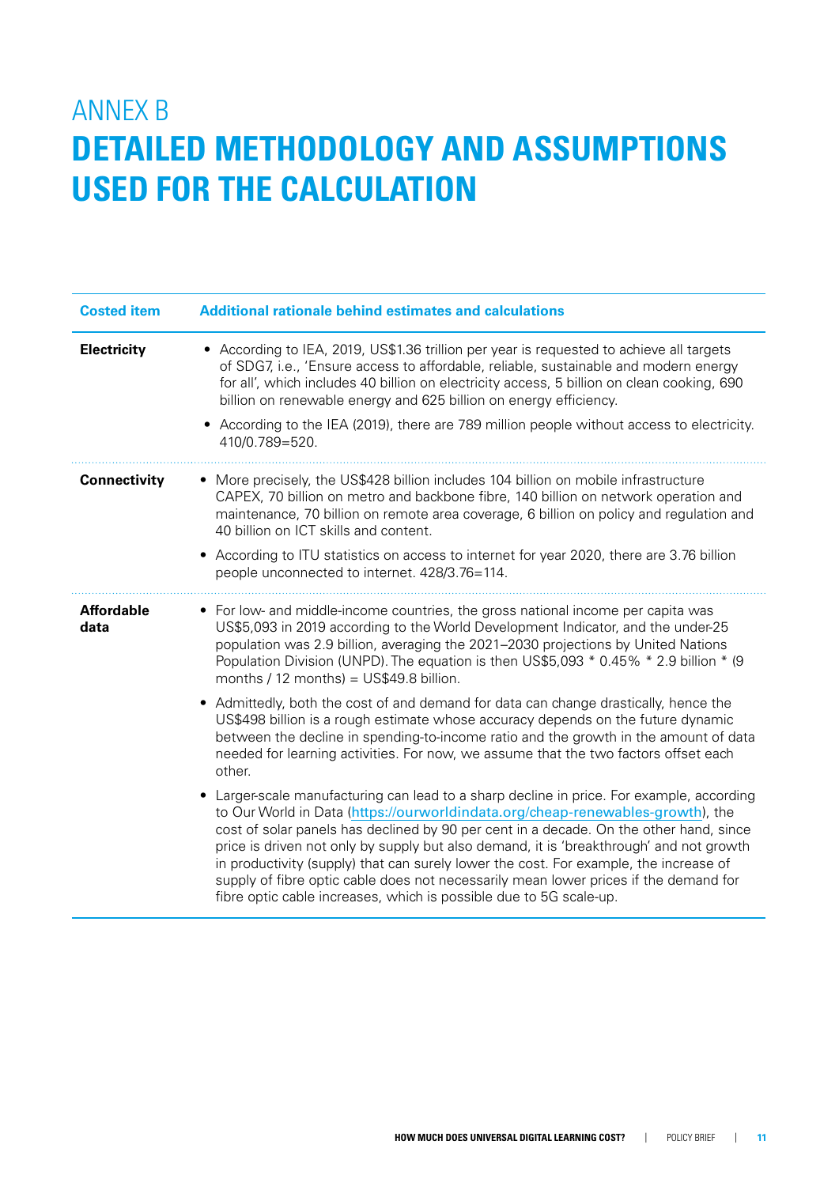# ANNEX B

# DETAILED METHODOLOGY AND ASSUMPTIONS USED FOR THE CALCULATION

| Costed item | Additional rationale behind estimates and calculations |
|---|---|
| **Electricity** | • According to IEA, 2019, US$1.36 trillion per year is requested to achieve all targets of SDG7, i.e., 'Ensure access to affordable, reliable, sustainable and modern energy for all', which includes 40 billion on electricity access, 5 billion on clean cooking, 690 billion on renewable energy and 625 billion on energy efficiency.<br>• According to the IEA (2019), there are 789 million people without access to electricity. 410/0.789=520. |
| **Connectivity** | • More precisely, the US$428 billion includes 104 billion on mobile infrastructure CAPEX, 70 billion on metro and backbone fibre, 140 billion on network operation and maintenance, 70 billion on remote area coverage, 6 billion on policy and regulation and 40 billion on ICT skills and content.<br>• According to ITU statistics on access to internet for year 2020, there are 3.76 billion people unconnected to internet. 428/3.76=114. |
| **Affordable data** | • For low- and middle-income countries, the gross national income per capita was US$5,093 in 2019 according to the World Development Indicator, and the under-25 population was 2.9 billion, averaging the 2021–2030 projections by United Nations Population Division (UNPD). The equation is then US$5,093 * 0.45% * 2.9 billion * (9 months / 12 months) = US$49.8 billion.<br>• Admittedly, both the cost of and demand for data can change drastically, hence the US$498 billion is a rough estimate whose accuracy depends on the future dynamic between the decline in spending-to-income ratio and the growth in the amount of data needed for learning activities. For now, we assume that the two factors offset each other.<br>• Larger-scale manufacturing can lead to a sharp decline in price. For example, according to Our World in Data (https://ourworldindata.org/cheap-renewables-growth), the cost of solar panels has declined by 90 per cent in a decade. On the other hand, since price is driven not only by supply but also demand, it is 'breakthrough' and not growth in productivity (supply) that can surely lower the cost. For example, the increase of supply of fibre optic cable does not necessarily mean lower prices if the demand for fibre optic cable increases, which is possible due to 5G scale-up. |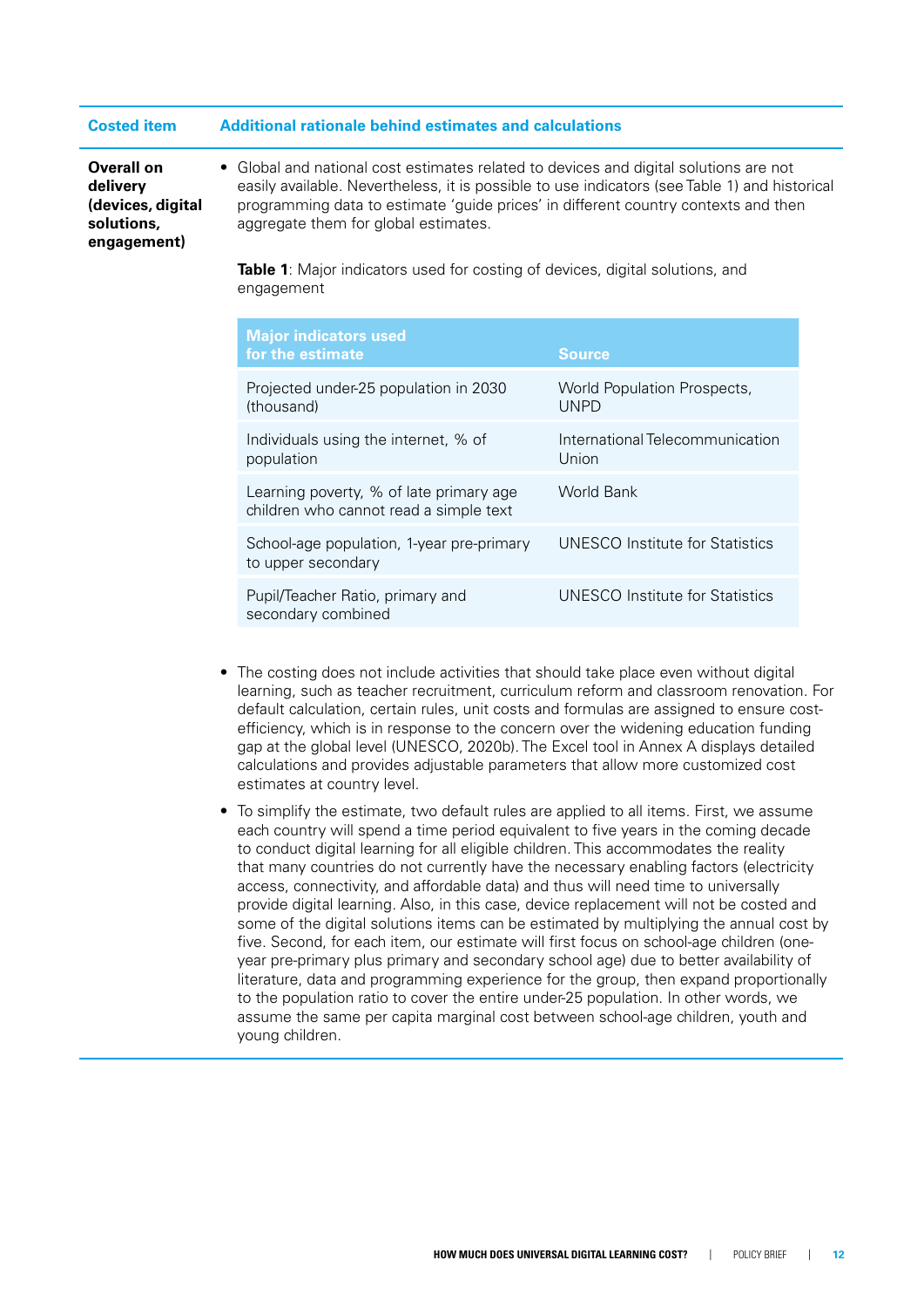| Costed item | Additional rationale behind estimates and calculations |
| --- | --- |
| **Overall on delivery (devices, digital solutions, engagement)** | • Global and national cost estimates related to devices and digital solutions are not easily available. Nevertheless, it is possible to use indicators (see Table 1) and historical programming data to estimate 'guide prices' in different country contexts and then aggregate them for global estimates. |

**Table 1**: Major indicators used for costing of devices, digital solutions, and engagement

| Major indicators used for the estimate | Source |
| --- | --- |
| Projected under-25 population in 2030 (thousand) | World Population Prospects, UNPD |
| Individuals using the internet, % of population | International Telecommunication Union |
| Learning poverty, % of late primary age children who cannot read a simple text | World Bank |
| School-age population, 1-year pre-primary to upper secondary | UNESCO Institute for Statistics |
| Pupil/Teacher Ratio, primary and secondary combined | UNESCO Institute for Statistics |

- The costing does not include activities that should take place even without digital learning, such as teacher recruitment, curriculum reform and classroom renovation. For default calculation, certain rules, unit costs and formulas are assigned to ensure cost-efficiency, which is in response to the concern over the widening education funding gap at the global level (UNESCO, 2020b). The Excel tool in Annex A displays detailed calculations and provides adjustable parameters that allow more customized cost estimates at country level.
- To simplify the estimate, two default rules are applied to all items. First, we assume each country will spend a time period equivalent to five years in the coming decade to conduct digital learning for all eligible children. This accommodates the reality that many countries do not currently have the necessary enabling factors (electricity access, connectivity, and affordable data) and thus will need time to universally provide digital learning. Also, in this case, device replacement will not be costed and some of the digital solutions items can be estimated by multiplying the annual cost by five. Second, for each item, our estimate will first focus on school-age children (one-year pre-primary plus primary and secondary school age) due to better availability of literature, data and programming experience for the group, then expand proportionally to the population ratio to cover the entire under-25 population. In other words, we assume the same per capita marginal cost between school-age children, youth and young children.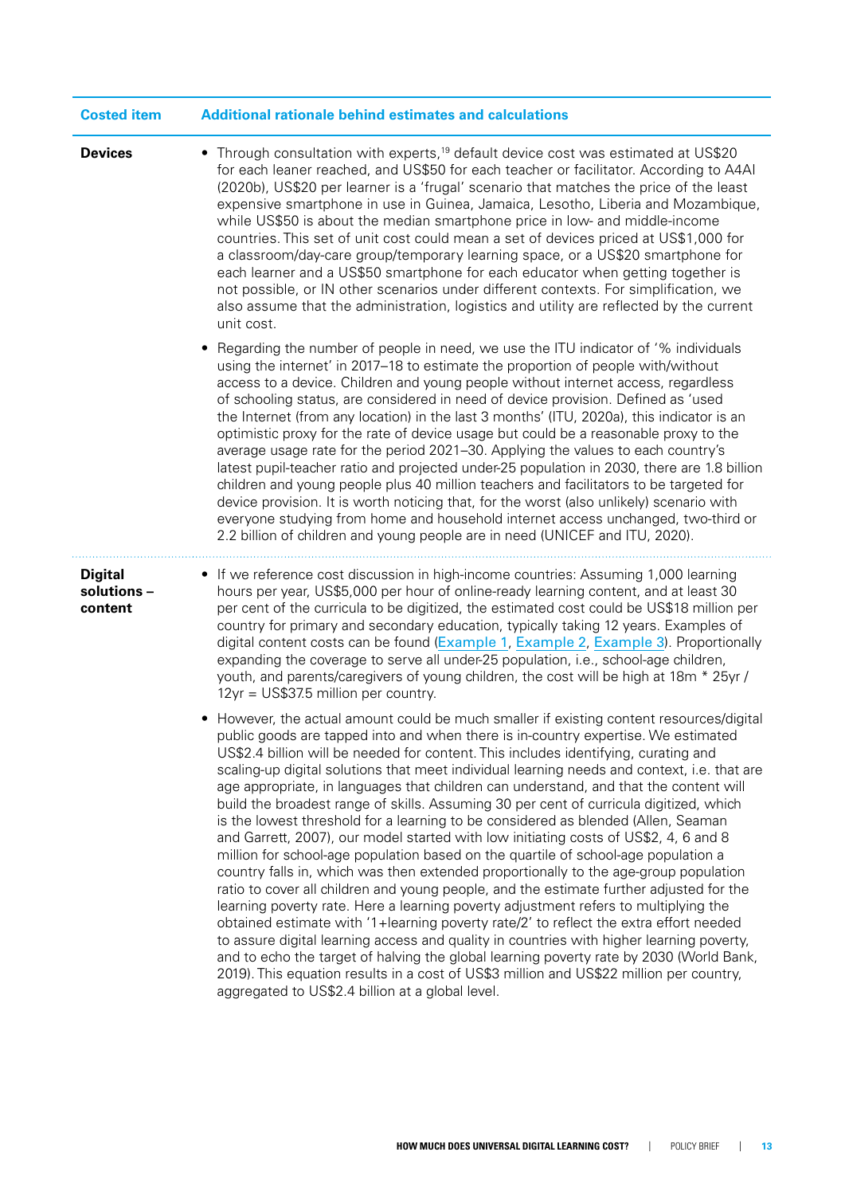| Costed item | Additional rationale behind estimates and calculations |
|---|---|
| **Devices** | • Through consultation with experts,[19] default device cost was estimated at US$20 for each leaner reached, and US$50 for each teacher or facilitator. According to A4AI (2020b), US$20 per learner is a 'frugal' scenario that matches the price of the least expensive smartphone in use in Guinea, Jamaica, Lesotho, Liberia and Mozambique, while US$50 is about the median smartphone price in low- and middle-income countries. This set of unit cost could mean a set of devices priced at US$1,000 for a classroom/day-care group/temporary learning space, or a US$20 smartphone for each learner and a US$50 smartphone for each educator when getting together is not possible, or IN other scenarios under different contexts. For simplification, we also assume that the administration, logistics and utility are reflected by the current unit cost.<br><br>• Regarding the number of people in need, we use the ITU indicator of '% individuals using the internet' in 2017–18 to estimate the proportion of people with/without access to a device. Children and young people without internet access, regardless of schooling status, are considered in need of device provision. Defined as 'used the Internet (from any location) in the last 3 months' (ITU, 2020a), this indicator is an optimistic proxy for the rate of device usage but could be a reasonable proxy to the average usage rate for the period 2021–30. Applying the values to each country's latest pupil-teacher ratio and projected under-25 population in 2030, there are 1.8 billion children and young people plus 40 million teachers and facilitators to be targeted for device provision. It is worth noticing that, for the worst (also unlikely) scenario with everyone studying from home and household internet access unchanged, two-third or 2.2 billion of children and young people are in need (UNICEF and ITU, 2020). |
| **Digital solutions – content** | • If we reference cost discussion in high-income countries: Assuming 1,000 learning hours per year, US$5,000 per hour of online-ready learning content, and at least 30 per cent of the curricula to be digitized, the estimated cost could be US$18 million per country for primary and secondary education, typically taking 12 years. Examples of digital content costs can be found (Example 1, Example 2, Example 3). Proportionally expanding the coverage to serve all under-25 population, i.e., school-age children, youth, and parents/caregivers of young children, the cost will be high at 18m * 25yr / 12yr = US$37.5 million per country.<br><br>• However, the actual amount could be much smaller if existing content resources/digital public goods are tapped into and when there is in-country expertise. We estimated US$2.4 billion will be needed for content. This includes identifying, curating and scaling-up digital solutions that meet individual learning needs and context, i.e. that are age appropriate, in languages that children can understand, and that the content will build the broadest range of skills. Assuming 30 per cent of curricula digitized, which is the lowest threshold for a learning to be considered as blended (Allen, Seaman and Garrett, 2007), our model started with low initiating costs of US$2, 4, 6 and 8 million for school-age population based on the quartile of school-age population a country falls in, which was then extended proportionally to the age-group population ratio to cover all children and young people, and the estimate further adjusted for the learning poverty rate. Here a learning poverty adjustment refers to multiplying the obtained estimate with '1+learning poverty rate/2' to reflect the extra effort needed to assure digital learning access and quality in countries with higher learning poverty, and to echo the target of halving the global learning poverty rate by 2030 (World Bank, 2019). This equation results in a cost of US$3 million and US$22 million per country, aggregated to US$2.4 billion at a global level. |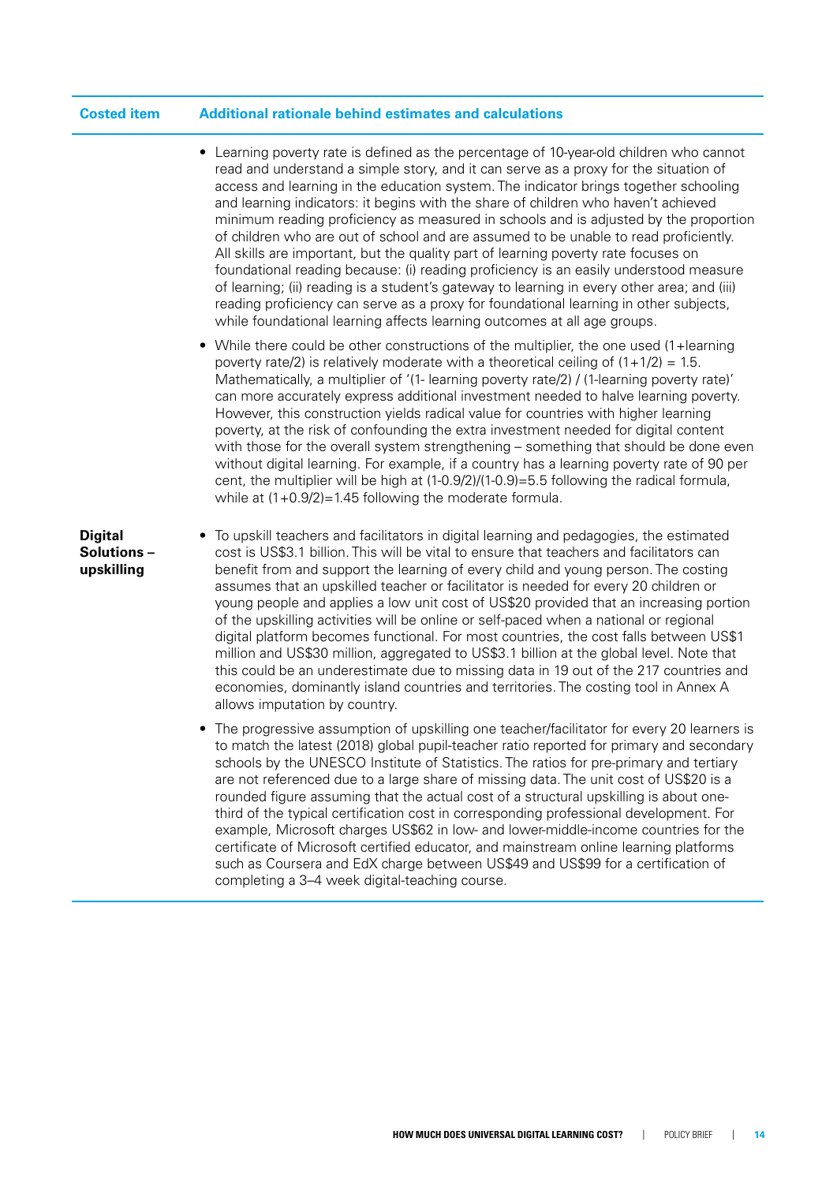| Costed item | Additional rationale behind estimates and calculations |
|---|---|
| | • Learning poverty rate is defined as the percentage of 10-year-old children who cannot read and understand a simple story, and it can serve as a proxy for the situation of access and learning in the education system. The indicator brings together schooling and learning indicators: it begins with the share of children who haven't achieved minimum reading proficiency as measured in schools and is adjusted by the proportion of children who are out of school and are assumed to be unable to read proficiently. All skills are important, but the quality part of learning poverty rate focuses on foundational reading because: (i) reading proficiency is an easily understood measure of learning; (ii) reading is a student's gateway to learning in every other area; and (iii) reading proficiency can serve as a proxy for foundational learning in other subjects, while foundational learning affects learning outcomes at all age groups.<br><br>• While there could be other constructions of the multiplier, the one used (1+learning poverty rate/2) is relatively moderate with a theoretical ceiling of (1+1/2) = 1.5. Mathematically, a multiplier of '(1- learning poverty rate/2) / (1-learning poverty rate)' can more accurately express additional investment needed to halve learning poverty. However, this construction yields radical value for countries with higher learning poverty, at the risk of confounding the extra investment needed for digital content with those for the overall system strengthening – something that should be done even without digital learning. For example, if a country has a learning poverty rate of 90 per cent, the multiplier will be high at (1-0.9/2)/(1-0.9)=5.5 following the radical formula, while at (1+0.9/2)=1.45 following the moderate formula. |
| **Digital Solutions – upskilling** | • To upskill teachers and facilitators in digital learning and pedagogies, the estimated cost is US$3.1 billion. This will be vital to ensure that teachers and facilitators can benefit from and support the learning of every child and young person. The costing assumes that an upskilled teacher or facilitator is needed for every 20 children or young people and applies a low unit cost of US$20 provided that an increasing portion of the upskilling activities will be online or self-paced when a national or regional digital platform becomes functional. For most countries, the cost falls between US$1 million and US$30 million, aggregated to US$3.1 billion at the global level. Note that this could be an underestimate due to missing data in 19 out of the 217 countries and economies, dominantly island countries and territories. The costing tool in Annex A allows imputation by country.<br><br>• The progressive assumption of upskilling one teacher/facilitator for every 20 learners is to match the latest (2018) global pupil-teacher ratio reported for primary and secondary schools by the UNESCO Institute of Statistics. The ratios for pre-primary and tertiary are not referenced due to a large share of missing data. The unit cost of US$20 is a rounded figure assuming that the actual cost of a structural upskilling is about one-third of the typical certification cost in corresponding professional development. For example, Microsoft charges US$62 in low- and lower-middle-income countries for the certificate of Microsoft certified educator, and mainstream online learning platforms such as Coursera and EdX charge between US$49 and US$99 for a certification of completing a 3–4 week digital-teaching course. |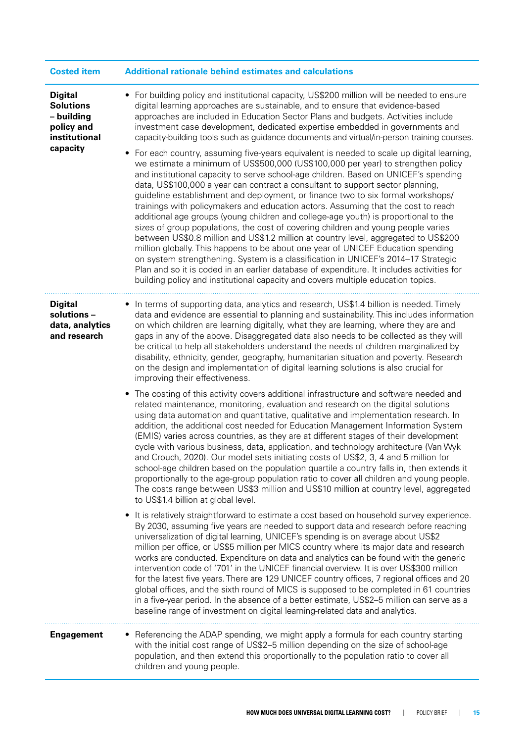| Costed item | Additional rationale behind estimates and calculations |
|---|---|
| **Digital Solutions – building policy and institutional capacity** | • For building policy and institutional capacity, US$200 million will be needed to ensure digital learning approaches are sustainable, and to ensure that evidence-based approaches are included in Education Sector Plans and budgets. Activities include investment case development, dedicated expertise embedded in governments and capacity-building tools such as guidance documents and virtual/in-person training courses.<br><br>• For each country, assuming five-years equivalent is needed to scale up digital learning, we estimate a minimum of US$500,000 (US$100,000 per year) to strengthen policy and institutional capacity to serve school-age children. Based on UNICEF's spending data, US$100,000 a year can contract a consultant to support sector planning, guideline establishment and deployment, or finance two to six formal workshops/ trainings with policymakers and education actors. Assuming that the cost to reach additional age groups (young children and college-age youth) is proportional to the sizes of group populations, the cost of covering children and young people varies between US$0.8 million and US$1.2 million at country level, aggregated to US$200 million globally. This happens to be about one year of UNICEF Education spending on system strengthening. System is a classification in UNICEF's 2014–17 Strategic Plan and so it is coded in an earlier database of expenditure. It includes activities for building policy and institutional capacity and covers multiple education topics. |
| **Digital solutions – data, analytics and research** | • In terms of supporting data, analytics and research, US$1.4 billion is needed. Timely data and evidence are essential to planning and sustainability. This includes information on which children are learning digitally, what they are learning, where they are and gaps in any of the above. Disaggregated data also needs to be collected as they will be critical to help all stakeholders understand the needs of children marginalized by disability, ethnicity, gender, geography, humanitarian situation and poverty. Research on the design and implementation of digital learning solutions is also crucial for improving their effectiveness.<br><br>• The costing of this activity covers additional infrastructure and software needed and related maintenance, monitoring, evaluation and research on the digital solutions using data automation and quantitative, qualitative and implementation research. In addition, the additional cost needed for Education Management Information System (EMIS) varies across countries, as they are at different stages of their development cycle with various business, data, application, and technology architecture (Van Wyk and Crouch, 2020). Our model sets initiating costs of US$2, 3, 4 and 5 million for school-age children based on the population quartile a country falls in, then extends it proportionally to the age-group population ratio to cover all children and young people. The costs range between US$3 million and US$10 million at country level, aggregated to US$1.4 billion at global level.<br><br>• It is relatively straightforward to estimate a cost based on household survey experience. By 2030, assuming five years are needed to support data and research before reaching universalization of digital learning, UNICEF's spending is on average about US$2 million per office, or US$5 million per MICS country where its major data and research works are conducted. Expenditure on data and analytics can be found with the generic intervention code of '701' in the UNICEF financial overview. It is over US$300 million for the latest five years. There are 129 UNICEF country offices, 7 regional offices and 20 global offices, and the sixth round of MICS is supposed to be completed in 61 countries in a five-year period. In the absence of a better estimate, US$2–5 million can serve as a baseline range of investment on digital learning-related data and analytics. |
| **Engagement** | • Referencing the ADAP spending, we might apply a formula for each country starting with the initial cost range of US$2–5 million depending on the size of school-age population, and then extend this proportionally to the population ratio to cover all children and young people. |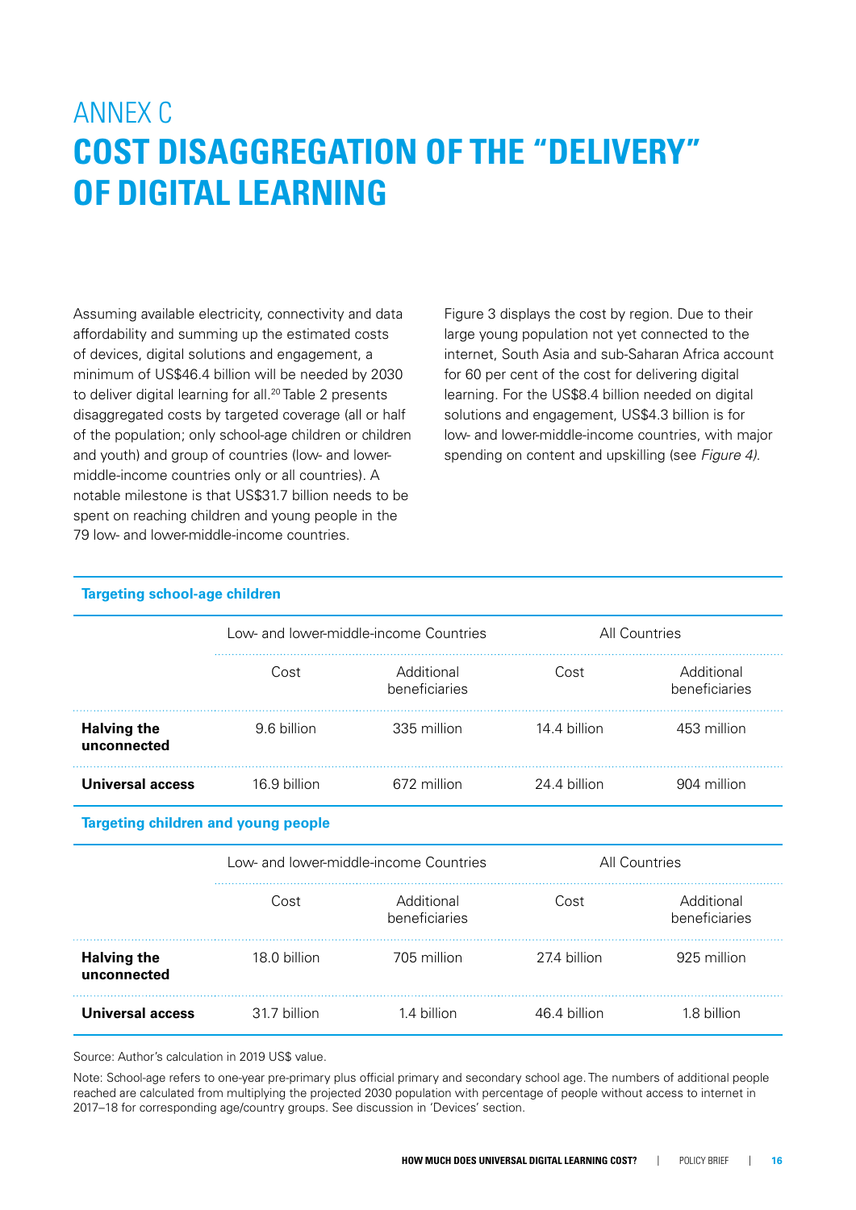# ANNEX C
# COST DISAGGREGATION OF THE "DELIVERY" OF DIGITAL LEARNING

Assuming available electricity, connectivity and data affordability and summing up the estimated costs of devices, digital solutions and engagement, a minimum of US$46.4 billion will be needed by 2030 to deliver digital learning for all.[20] Table 2 presents disaggregated costs by targeted coverage (all or half of the population; only school-age children or children and youth) and group of countries (low- and lower-middle-income countries only or all countries). A notable milestone is that US$31.7 billion needs to be spent on reaching children and young people in the 79 low- and lower-middle-income countries.

Figure 3 displays the cost by region. Due to their large young population not yet connected to the internet, South Asia and sub-Saharan Africa account for 60 per cent of the cost for delivering digital learning. For the US$8.4 billion needed on digital solutions and engagement, US$4.3 billion is for low- and lower-middle-income countries, with major spending on content and upskilling (see *Figure 4)*.

| **Targeting school-age children** | | | | |
|---|---|---|---|---|
| | Low- and lower-middle-income Countries | | All Countries | |
| | Cost | Additional beneficiaries | Cost | Additional beneficiaries |
| **Halving the unconnected** | 9.6 billion | 335 million | 14.4 billion | 453 million |
| **Universal access** | 16.9 billion | 672 million | 24.4 billion | 904 million |
| **Targeting children and young people** | | | | |
| | Low- and lower-middle-income Countries | | All Countries | |
| | Cost | Additional beneficiaries | Cost | Additional beneficiaries |
| **Halving the unconnected** | 18.0 billion | 705 million | 27.4 billion | 925 million |
| **Universal access** | 31.7 billion | 1.4 billion | 46.4 billion | 1.8 billion |

Source: Author's calculation in 2019 US$ value.

Note: School-age refers to one-year pre-primary plus official primary and secondary school age. The numbers of additional people reached are calculated from multiplying the projected 2030 population with percentage of people without access to internet in 2017–18 for corresponding age/country groups. See discussion in 'Devices' section.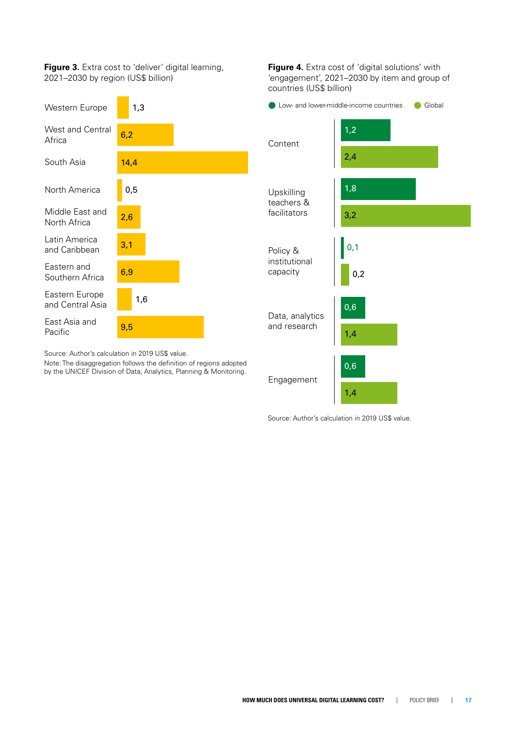**Figure 3.** Extra cost to 'deliver' digital learning, 2021–2030 by region (US$ billion)

| Region | US$ billion |
|---|---|
| Western Europe | 1,3 |
| West and Central Africa | 6,2 |
| South Asia | 14,4 |
| North America | 0,5 |
| Middle East and North Africa | 2,6 |
| Latin America and Caribbean | 3,1 |
| Eastern and Southern Africa | 6,9 |
| Eastern Europe and Central Asia | 1,6 |
| East Asia and Pacific | 9,5 |

Source: Author's calculation in 2019 US$ value.
Note: The disaggregation follows the definition of regions adopted by the UNICEF Division of Data, Analytics, Planning & Monitoring.

**Figure 4.** Extra cost of 'digital solutions' with 'engagement', 2021–2030 by item and group of countries (US$ billion)

| Item | Low- and lower-middle-income countries | Global |
|---|---|---|
| Content | 1,2 | 2,4 |
| Upskilling teachers & facilitators | 1,8 | 3,2 |
| Policy & institutional capacity | 0,1 | 0,2 |
| Data, analytics and research | 0,6 | 1,4 |
| Engagement | 0,6 | 1,4 |

Source: Author's calculation in 2019 US$ value.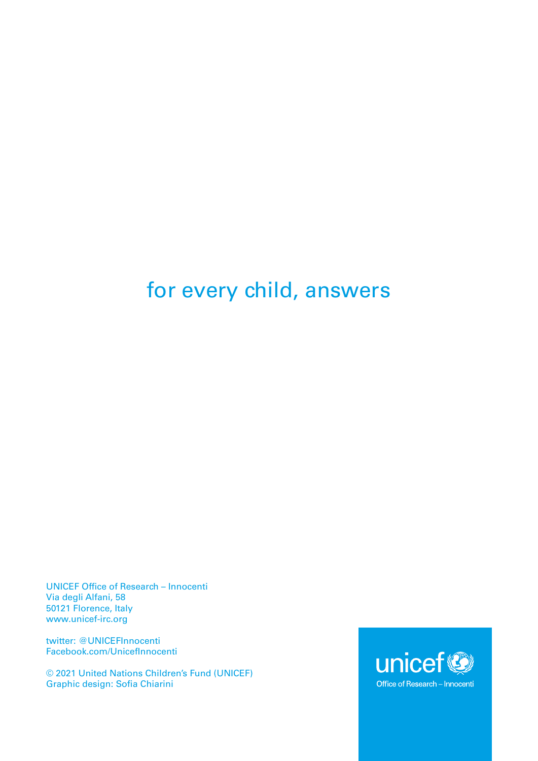for every child, answers

UNICEF Office of Research – Innocenti
Via degli Alfani, 58
50121 Florence, Italy
www.unicef-irc.org

twitter: @UNICEFInnocenti
Facebook.com/UnicefInnocenti

© 2021 United Nations Children's Fund (UNICEF)
Graphic design: Sofia Chiarini

unicef
Office of Research – Innocenti